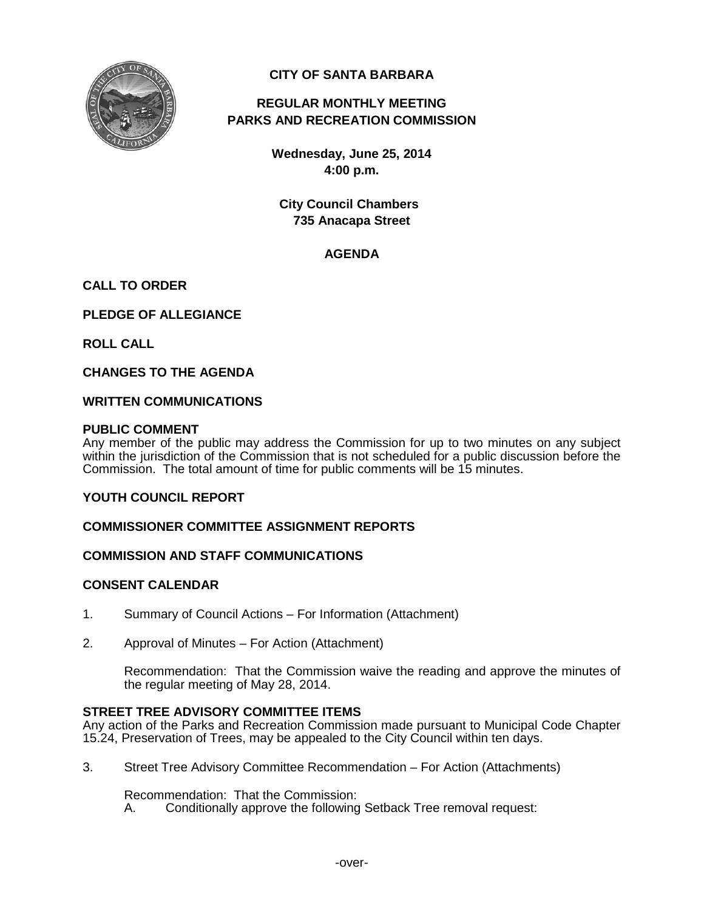# CITY OF SANTA BARBARA

## REGULAR MONTHLY MEETING
## PARKS AND RECREATION COMMISSION

**Wednesday, June 25, 2014**
**4:00 p.m.**

**City Council Chambers**
**735 Anacapa Street**

## AGENDA

**CALL TO ORDER**

**PLEDGE OF ALLEGIANCE**

**ROLL CALL**

**CHANGES TO THE AGENDA**

**WRITTEN COMMUNICATIONS**

**PUBLIC COMMENT**
Any member of the public may address the Commission for up to two minutes on any subject within the jurisdiction of the Commission that is not scheduled for a public discussion before the Commission. The total amount of time for public comments will be 15 minutes.

**YOUTH COUNCIL REPORT**

**COMMISSIONER COMMITTEE ASSIGNMENT REPORTS**

**COMMISSION AND STAFF COMMUNICATIONS**

**CONSENT CALENDAR**

1. Summary of Council Actions – For Information (Attachment)

2. Approval of Minutes – For Action (Attachment)

   Recommendation: That the Commission waive the reading and approve the minutes of the regular meeting of May 28, 2014.

**STREET TREE ADVISORY COMMITTEE ITEMS**
Any action of the Parks and Recreation Commission made pursuant to Municipal Code Chapter 15.24, Preservation of Trees, may be appealed to the City Council within ten days.

3. Street Tree Advisory Committee Recommendation – For Action (Attachments)

   Recommendation: That the Commission:
   A. Conditionally approve the following Setback Tree removal request:

-over-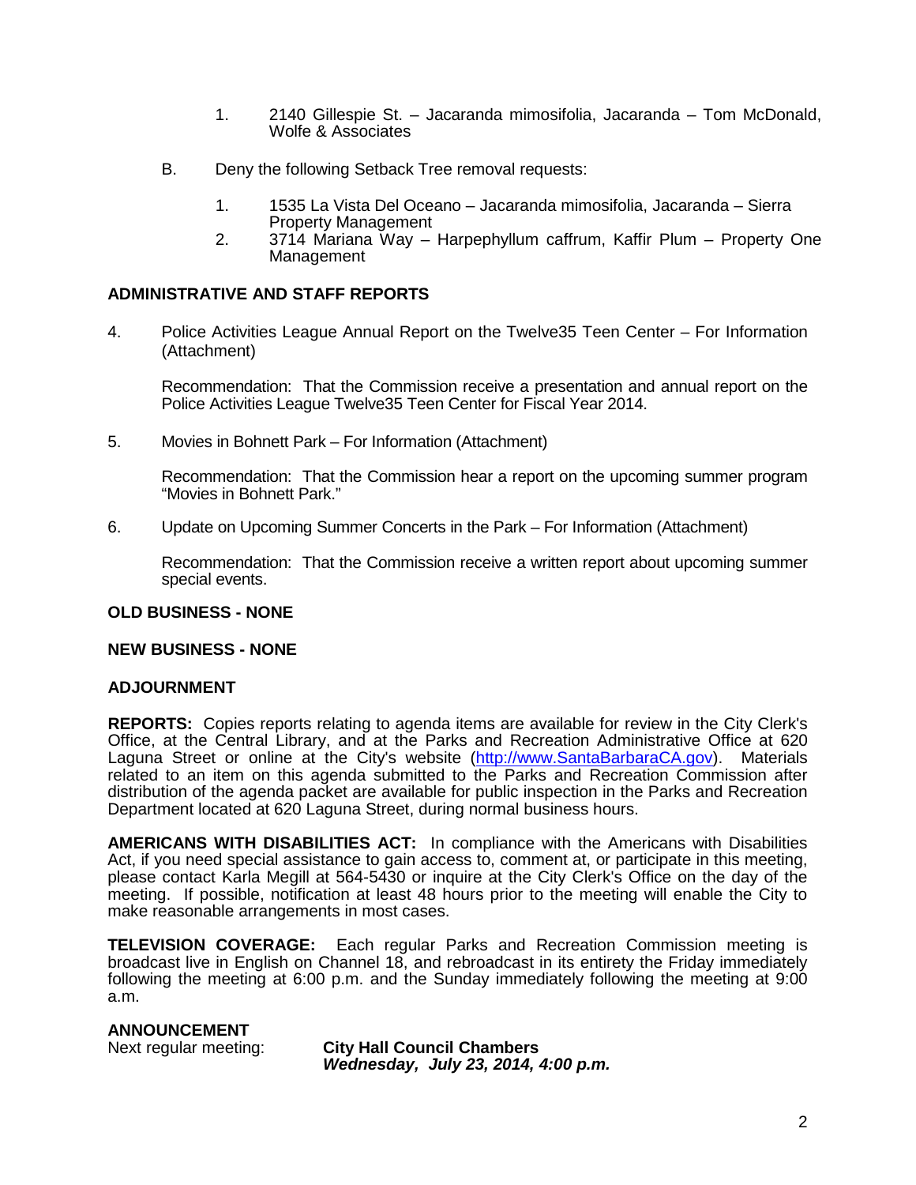1. 2140 Gillespie St. – Jacaranda mimosifolia, Jacaranda – Tom McDonald, Wolfe & Associates

B. Deny the following Setback Tree removal requests:

1. 1535 La Vista Del Oceano – Jacaranda mimosifolia, Jacaranda – Sierra Property Management
2. 3714 Mariana Way – Harpephyllum caffrum, Kaffir Plum – Property One Management

**ADMINISTRATIVE AND STAFF REPORTS**

4. Police Activities League Annual Report on the Twelve35 Teen Center – For Information (Attachment)

   Recommendation: That the Commission receive a presentation and annual report on the Police Activities League Twelve35 Teen Center for Fiscal Year 2014.

5. Movies in Bohnett Park – For Information (Attachment)

   Recommendation: That the Commission hear a report on the upcoming summer program "Movies in Bohnett Park."

6. Update on Upcoming Summer Concerts in the Park – For Information (Attachment)

   Recommendation: That the Commission receive a written report about upcoming summer special events.

**OLD BUSINESS - NONE**

**NEW BUSINESS - NONE**

**ADJOURNMENT**

**REPORTS:** Copies reports relating to agenda items are available for review in the City Clerk's Office, at the Central Library, and at the Parks and Recreation Administrative Office at 620 Laguna Street or online at the City's website (http://www.SantaBarbaraCA.gov). Materials related to an item on this agenda submitted to the Parks and Recreation Commission after distribution of the agenda packet are available for public inspection in the Parks and Recreation Department located at 620 Laguna Street, during normal business hours.

**AMERICANS WITH DISABILITIES ACT:** In compliance with the Americans with Disabilities Act, if you need special assistance to gain access to, comment at, or participate in this meeting, please contact Karla Megill at 564-5430 or inquire at the City Clerk's Office on the day of the meeting. If possible, notification at least 48 hours prior to the meeting will enable the City to make reasonable arrangements in most cases.

**TELEVISION COVERAGE:** Each regular Parks and Recreation Commission meeting is broadcast live in English on Channel 18, and rebroadcast in its entirety the Friday immediately following the meeting at 6:00 p.m. and the Sunday immediately following the meeting at 9:00 a.m.

**ANNOUNCEMENT**

Next regular meeting: **City Hall Council Chambers**
***Wednesday, July 23, 2014, 4:00 p.m.***